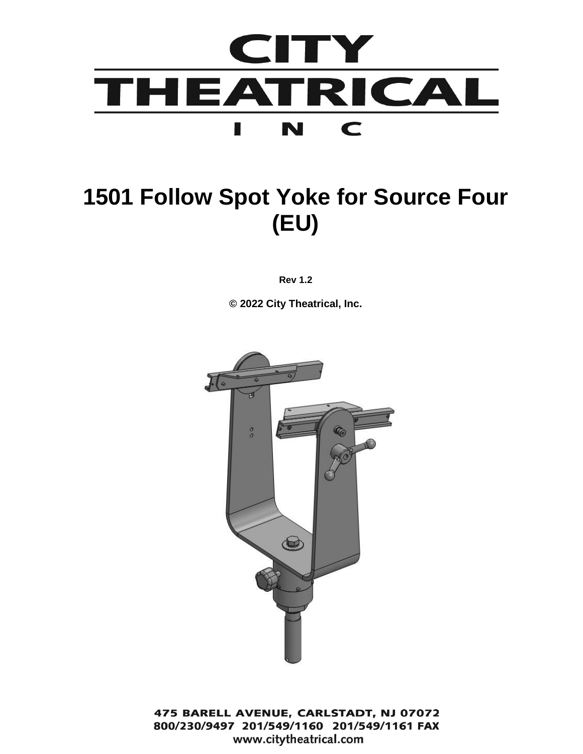# CITY THEATRICAL INC

# 1501 Follow Spot Yoke for Source Four (EU)

**Rev 1.2**

**© 2022 City Theatrical, Inc.**

475 BARELL AVENUE, CARLSTADT, NJ 07072
800/230/9497 201/549/1160 201/549/1161 FAX
www.citytheatrical.com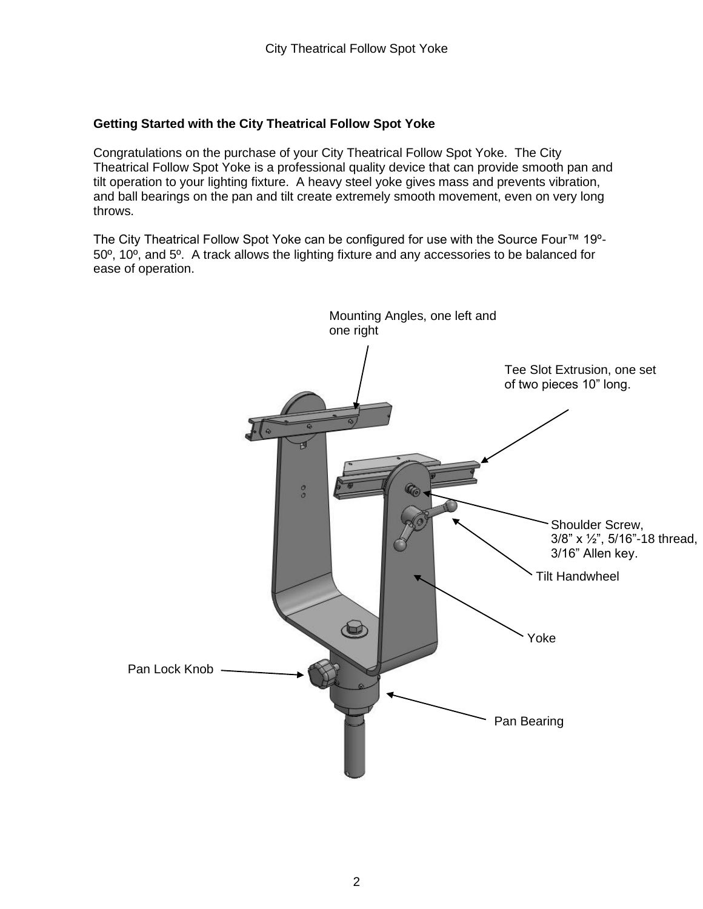## Getting Started with the City Theatrical Follow Spot Yoke

Congratulations on the purchase of your City Theatrical Follow Spot Yoke. The City Theatrical Follow Spot Yoke is a professional quality device that can provide smooth pan and tilt operation to your lighting fixture. A heavy steel yoke gives mass and prevents vibration, and ball bearings on the pan and tilt create extremely smooth movement, even on very long throws.

The City Theatrical Follow Spot Yoke can be configured for use with the Source Four™ 19º-50º, 10º, and 5º. A track allows the lighting fixture and any accessories to be balanced for ease of operation.

Mounting Angles, one left and one right

Tee Slot Extrusion, one set of two pieces 10" long.

Shoulder Screw, 3/8" x ½", 5/16"-18 thread, 3/16" Allen key.

Tilt Handwheel

Yoke

Pan Lock Knob

Pan Bearing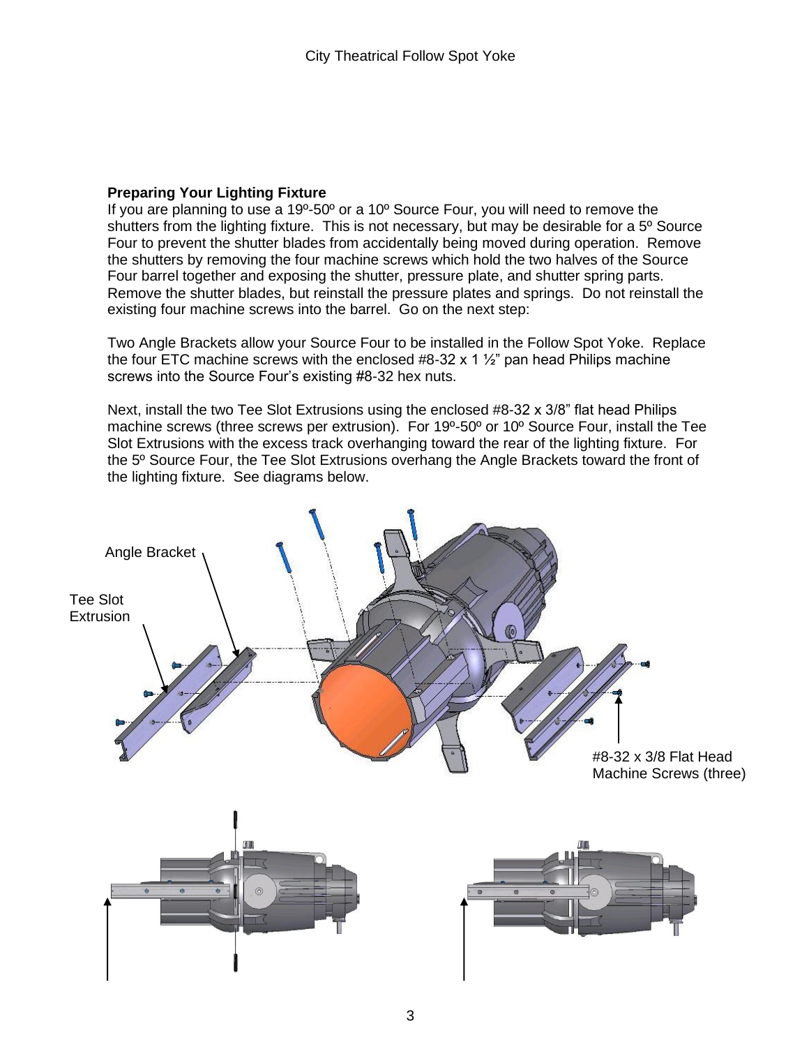### Preparing Your Lighting Fixture

If you are planning to use a 19º-50º or a 10º Source Four, you will need to remove the shutters from the lighting fixture. This is not necessary, but may be desirable for a 5º Source Four to prevent the shutter blades from accidentally being moved during operation. Remove the shutters by removing the four machine screws which hold the two halves of the Source Four barrel together and exposing the shutter, pressure plate, and shutter spring parts. Remove the shutter blades, but reinstall the pressure plates and springs. Do not reinstall the existing four machine screws into the barrel. Go on the next step:

Two Angle Brackets allow your Source Four to be installed in the Follow Spot Yoke. Replace the four ETC machine screws with the enclosed #8-32 x 1 ½" pan head Philips machine screws into the Source Four's existing #8-32 hex nuts.

Next, install the two Tee Slot Extrusions using the enclosed #8-32 x 3/8" flat head Philips machine screws (three screws per extrusion). For 19º-50º or 10º Source Four, install the Tee Slot Extrusions with the excess track overhanging toward the rear of the lighting fixture. For the 5º Source Four, the Tee Slot Extrusions overhang the Angle Brackets toward the front of the lighting fixture. See diagrams below.

Angle Bracket

Tee Slot Extrusion

#8-32 x 3/8 Flat Head Machine Screws (three)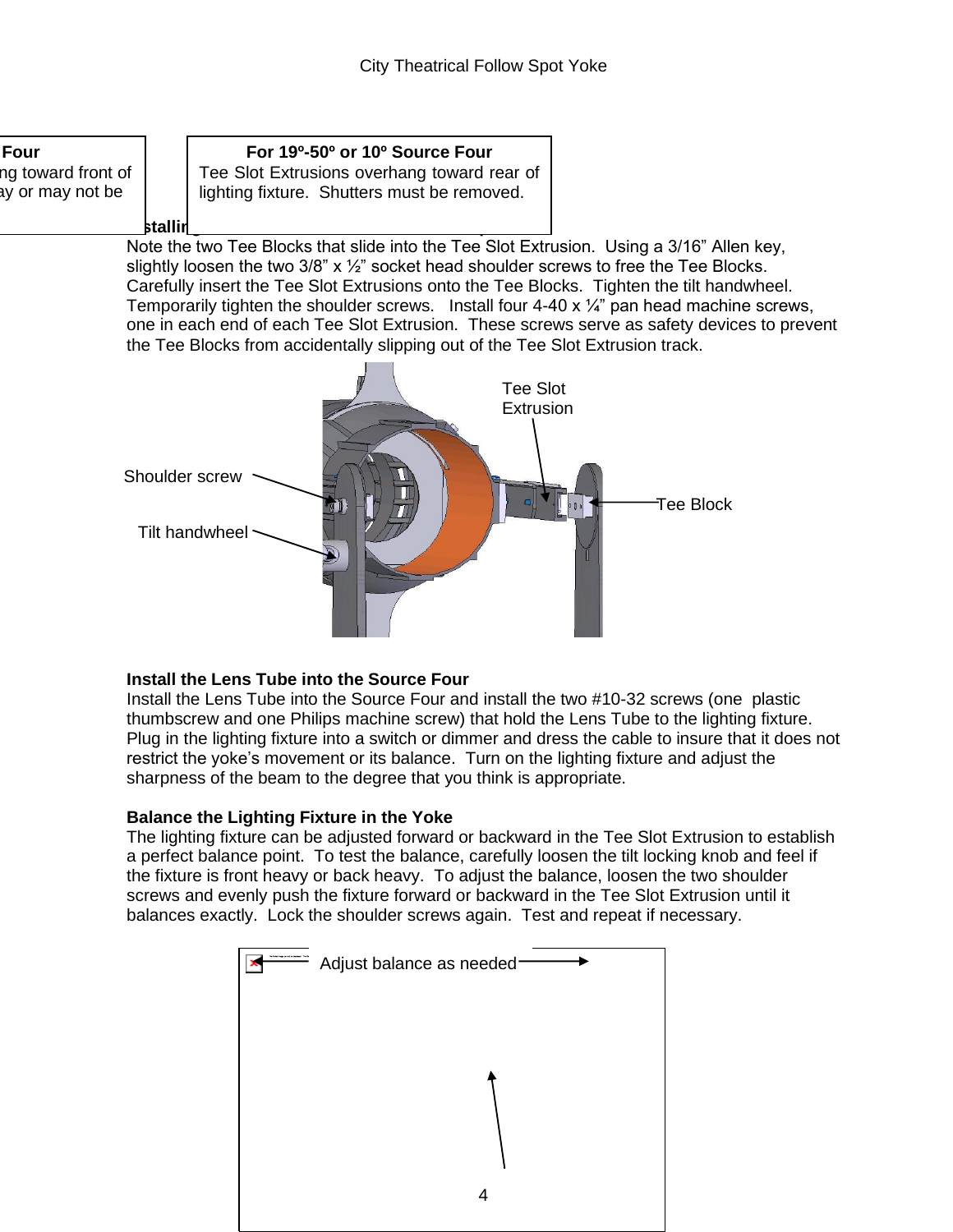Four
ng toward front of
ay or may not be

**For 19º-50º or 10º Source Four**
Tee Slot Extrusions overhang toward rear of lighting fixture. Shutters must be removed.

**stallin**

Note the two Tee Blocks that slide into the Tee Slot Extrusion. Using a 3/16" Allen key, slightly loosen the two 3/8" x ½" socket head shoulder screws to free the Tee Blocks. Carefully insert the Tee Slot Extrusions onto the Tee Blocks. Tighten the tilt handwheel. Temporarily tighten the shoulder screws. Install four 4-40 x ¼" pan head machine screws, one in each end of each Tee Slot Extrusion. These screws serve as safety devices to prevent the Tee Blocks from accidentally slipping out of the Tee Slot Extrusion track.

Tee Slot Extrusion

Shoulder screw

Tee Block

Tilt handwheel

**Install the Lens Tube into the Source Four**

Install the Lens Tube into the Source Four and install the two #10-32 screws (one plastic thumbscrew and one Philips machine screw) that hold the Lens Tube to the lighting fixture. Plug in the lighting fixture into a switch or dimmer and dress the cable to insure that it does not restrict the yoke's movement or its balance. Turn on the lighting fixture and adjust the sharpness of the beam to the degree that you think is appropriate.

**Balance the Lighting Fixture in the Yoke**

The lighting fixture can be adjusted forward or backward in the Tee Slot Extrusion to establish a perfect balance point. To test the balance, carefully loosen the tilt locking knob and feel if the fixture is front heavy or back heavy. To adjust the balance, loosen the two shoulder screws and evenly push the fixture forward or backward in the Tee Slot Extrusion until it balances exactly. Lock the shoulder screws again. Test and repeat if necessary.

Adjust balance as needed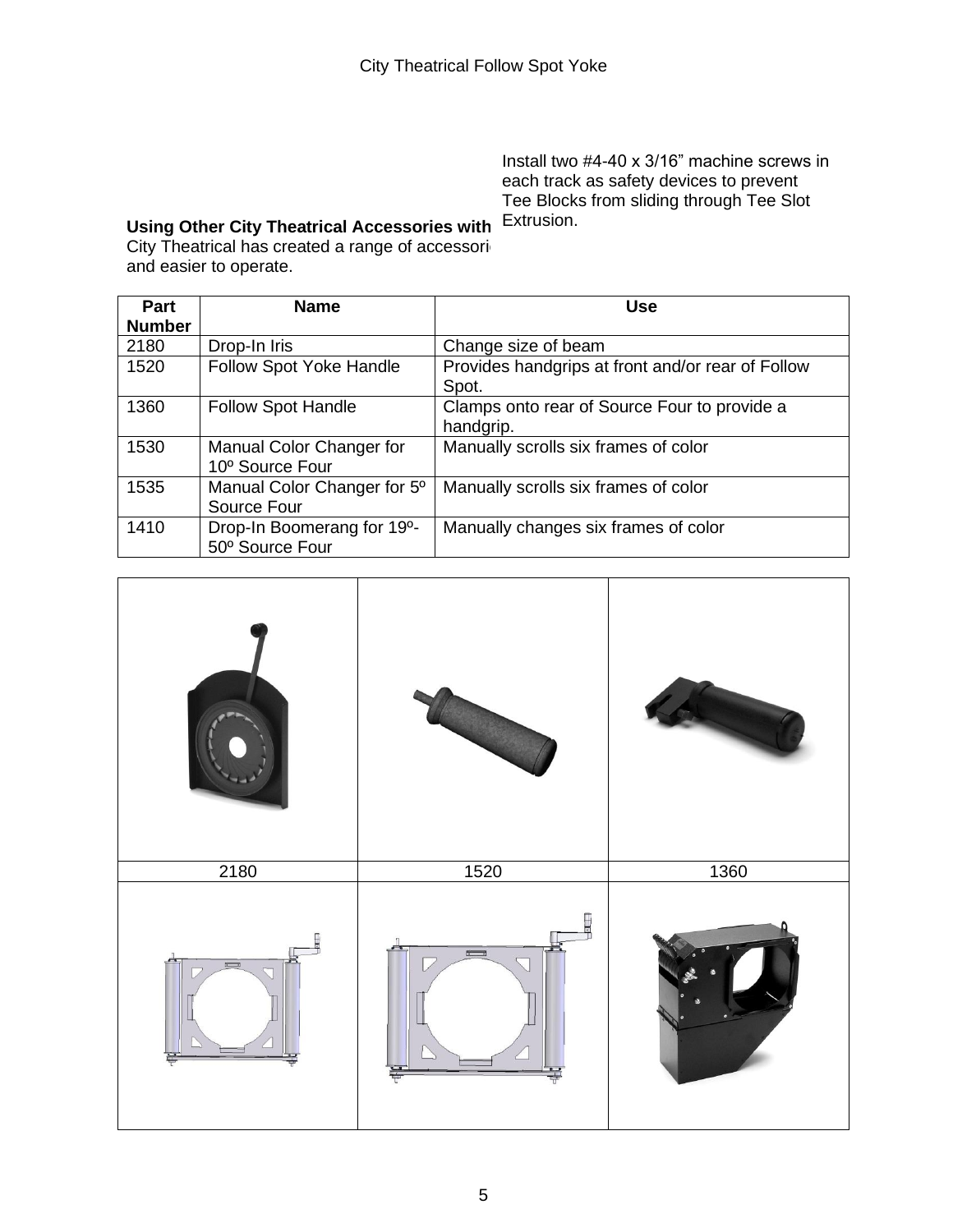Install two #4-40 x 3/16” machine screws in each track as safety devices to prevent Tee Blocks from sliding through Tee Slot Extrusion.

**Using Other City Theatrical Accessories with**

City Theatrical has created a range of accessori and easier to operate.

| Part Number | Name | Use |
|---|---|---|
| 2180 | Drop-In Iris | Change size of beam |
| 1520 | Follow Spot Yoke Handle | Provides handgrips at front and/or rear of Follow Spot. |
| 1360 | Follow Spot Handle | Clamps onto rear of Source Four to provide a handgrip. |
| 1530 | Manual Color Changer for 10º Source Four | Manually scrolls six frames of color |
| 1535 | Manual Color Changer for 5º Source Four | Manually scrolls six frames of color |
| 1410 | Drop-In Boomerang for 19º-50º Source Four | Manually changes six frames of color |

| | | |
|---|---|---|
| 2180 | 1520 | 1360 |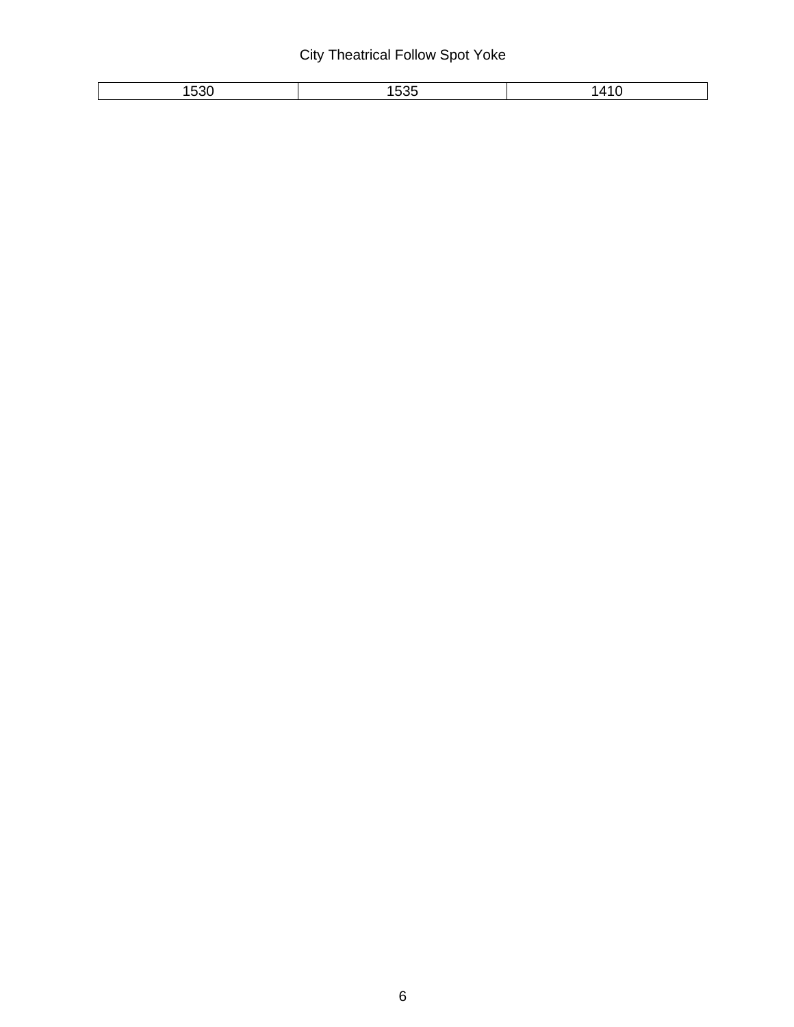City Theatrical Follow Spot Yoke

| | | |
|---|---|---|
| 1530 | 1535 | 1410 |